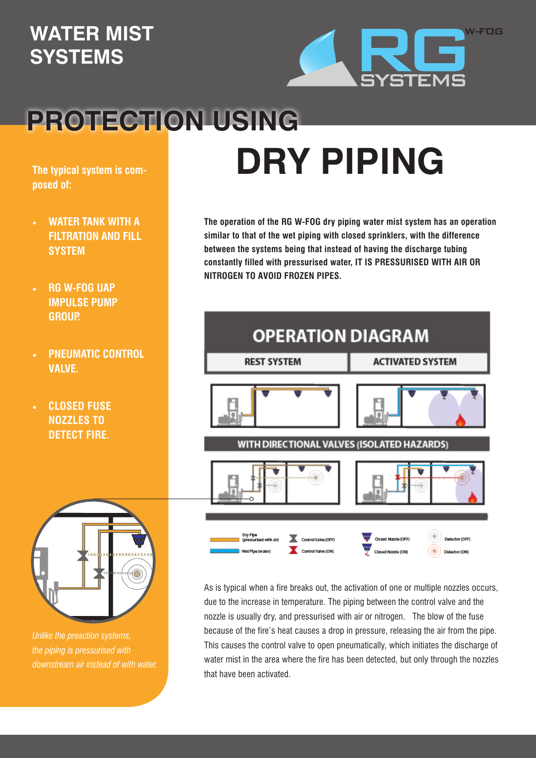# WATER MIST SYSTEMS

W-FOG RG SYSTEMS

# PROTECTION USING DRY PIPING

**The typical system is composed of:**

- **WATER TANK WITH A FILTRATION AND FILL SYSTEM**
- **RG W-FOG UAP IMPULSE PUMP GROUP.**
- **PNEUMATIC CONTROL VALVE.**
- **CLOSED FUSE NOZZLES TO DETECT FIRE.**

*Unlike the preaction systems, the piping is pressurised with downstream air instead of with water.*

**The operation of the RG W-FOG dry piping water mist system has an operation similar to that of the wet piping with closed sprinklers, with the difference between the systems being that instead of having the discharge tubing constantly filled with pressurised water, IT IS PRESSURISED WITH AIR OR NITROGEN TO AVOID FROZEN PIPES.**

## OPERATION DIAGRAM

REST SYSTEM | ACTIVATED SYSTEM

WITH DIRECTIONAL VALVES (ISOLATED HAZARDS)

Dry Pipe (pressurized with air) · Wet Pipe (water) · Control Valve (OFF) · Control Valve (ON) · Closed Nozzle (OFF) · Closed Nozzle (ON) · Detector (OFF) · Detector (ON)

As is typical when a fire breaks out, the activation of one or multiple nozzles occurs, due to the increase in temperature. The piping between the control valve and the nozzle is usually dry, and pressurised with air or nitrogen. The blow of the fuse because of the fire's heat causes a drop in pressure, releasing the air from the pipe. This causes the control valve to open pneumatically, which initiates the discharge of water mist in the area where the fire has been detected, but only through the nozzles that have been activated.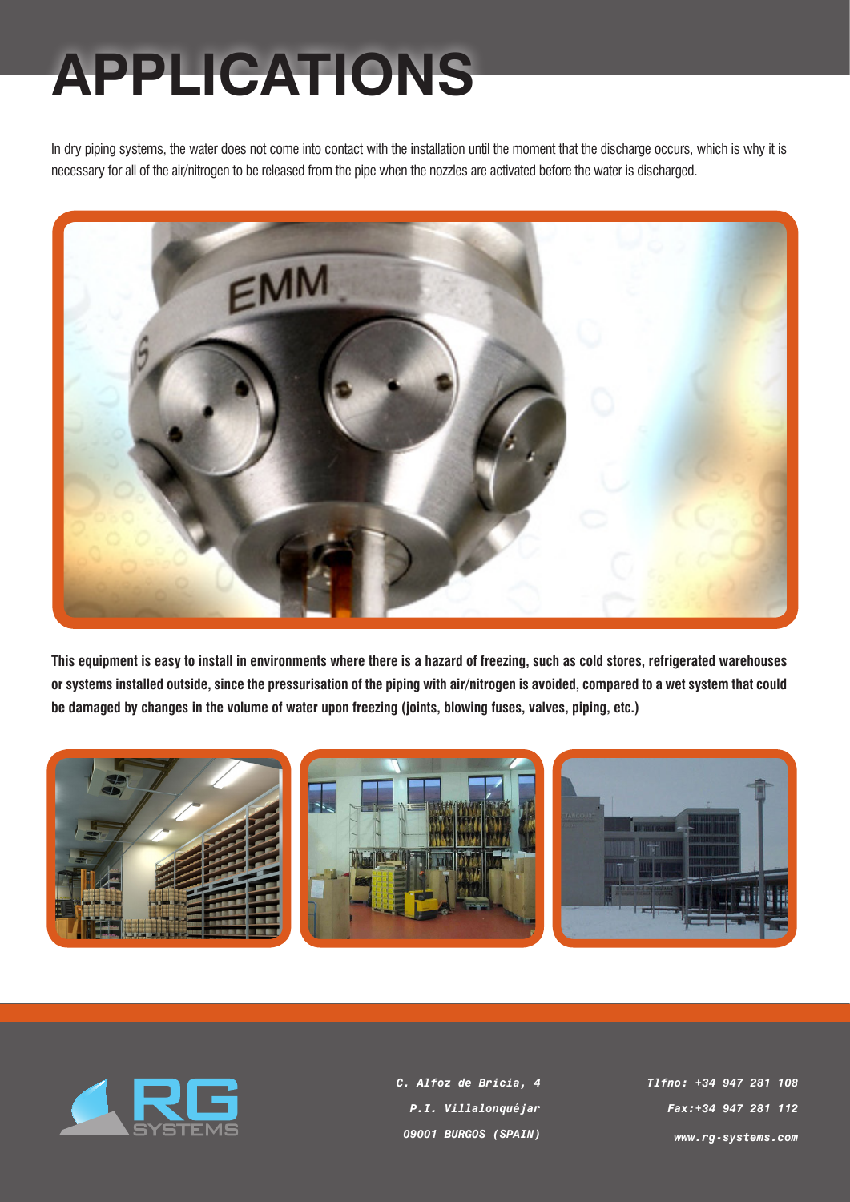# APPLICATIONS

In dry piping systems, the water does not come into contact with the installation until the moment that the discharge occurs, which is why it is necessary for all of the air/nitrogen to be released from the pipe when the nozzles are activated before the water is discharged.

**This equipment is easy to install in environments where there is a hazard of freezing, such as cold stores, refrigerated warehouses or systems installed outside, since the pressurisation of the piping with air/nitrogen is avoided, compared to a wet system that could be damaged by changes in the volume of water upon freezing (joints, blowing fuses, valves, piping, etc.)**

RG SYSTEMS

*C. Alfoz de Bricia, 4*
*P.I. Villalonquéjar*
*09001 BURGOS (SPAIN)*

*Tlfno: +34 947 281 108*
*Fax:+34 947 281 112*
*www.rg-systems.com*